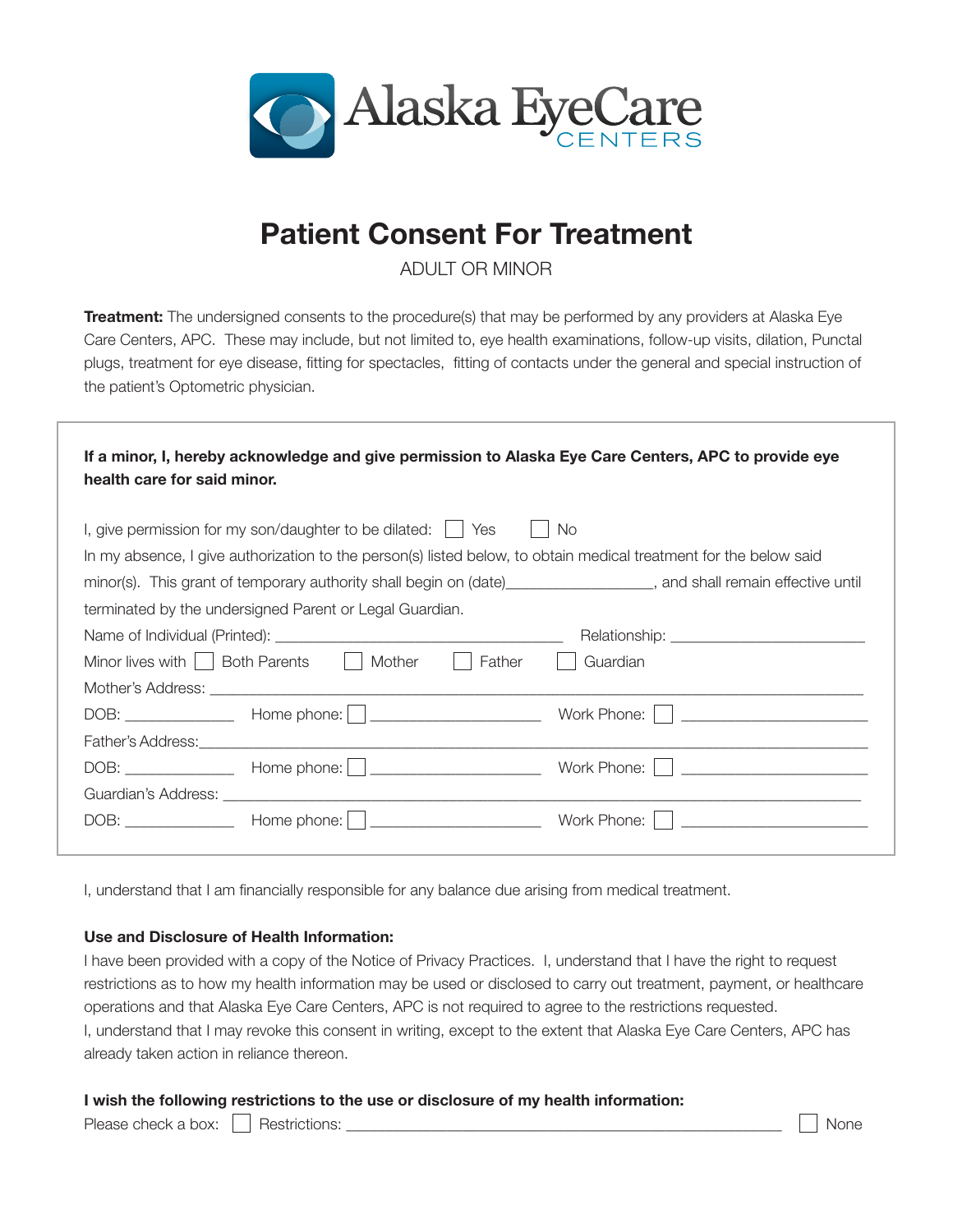Alaska EyeCare CENTERS

# Patient Consent For Treatment

ADULT OR MINOR

**Treatment:** The undersigned consents to the procedure(s) that may be performed by any providers at Alaska Eye Care Centers, APC. These may include, but not limited to, eye health examinations, follow-up visits, dilation, Punctal plugs, treatment for eye disease, fitting for spectacles, fitting of contacts under the general and special instruction of the patient's Optometric physician.

**If a minor, I, hereby acknowledge and give permission to Alaska Eye Care Centers, APC to provide eye health care for said minor.**

I, give permission for my son/daughter to be dilated: ☐ Yes ☐ No

In my absence, I give authorization to the person(s) listed below, to obtain medical treatment for the below said minor(s). This grant of temporary authority shall begin on (date)_________________, and shall remain effective until terminated by the undersigned Parent or Legal Guardian.

Name of Individual (Printed): ________________________________ Relationship: ______________________

Minor lives with ☐ Both Parents ☐ Mother ☐ Father ☐ Guardian

Mother's Address: ____________________________________________________________________________

DOB: _____________ Home phone: ☐ ____________________ Work Phone: ☐ _____________________

Father's Address:______________________________________________________________________________

DOB: _____________ Home phone: ☐ ____________________ Work Phone: ☐ _____________________

Guardian's Address: ___________________________________________________________________________

DOB: _____________ Home phone: ☐ ____________________ Work Phone: ☐ _____________________

I, understand that I am financially responsible for any balance due arising from medical treatment.

**Use and Disclosure of Health Information:**

I have been provided with a copy of the Notice of Privacy Practices. I, understand that I have the right to request restrictions as to how my health information may be used or disclosed to carry out treatment, payment, or healthcare operations and that Alaska Eye Care Centers, APC is not required to agree to the restrictions requested.

I, understand that I may revoke this consent in writing, except to the extent that Alaska Eye Care Centers, APC has already taken action in reliance thereon.

**I wish the following restrictions to the use or disclosure of my health information:**

Please check a box: ☐ Restrictions: ___________________________________________________ ☐ None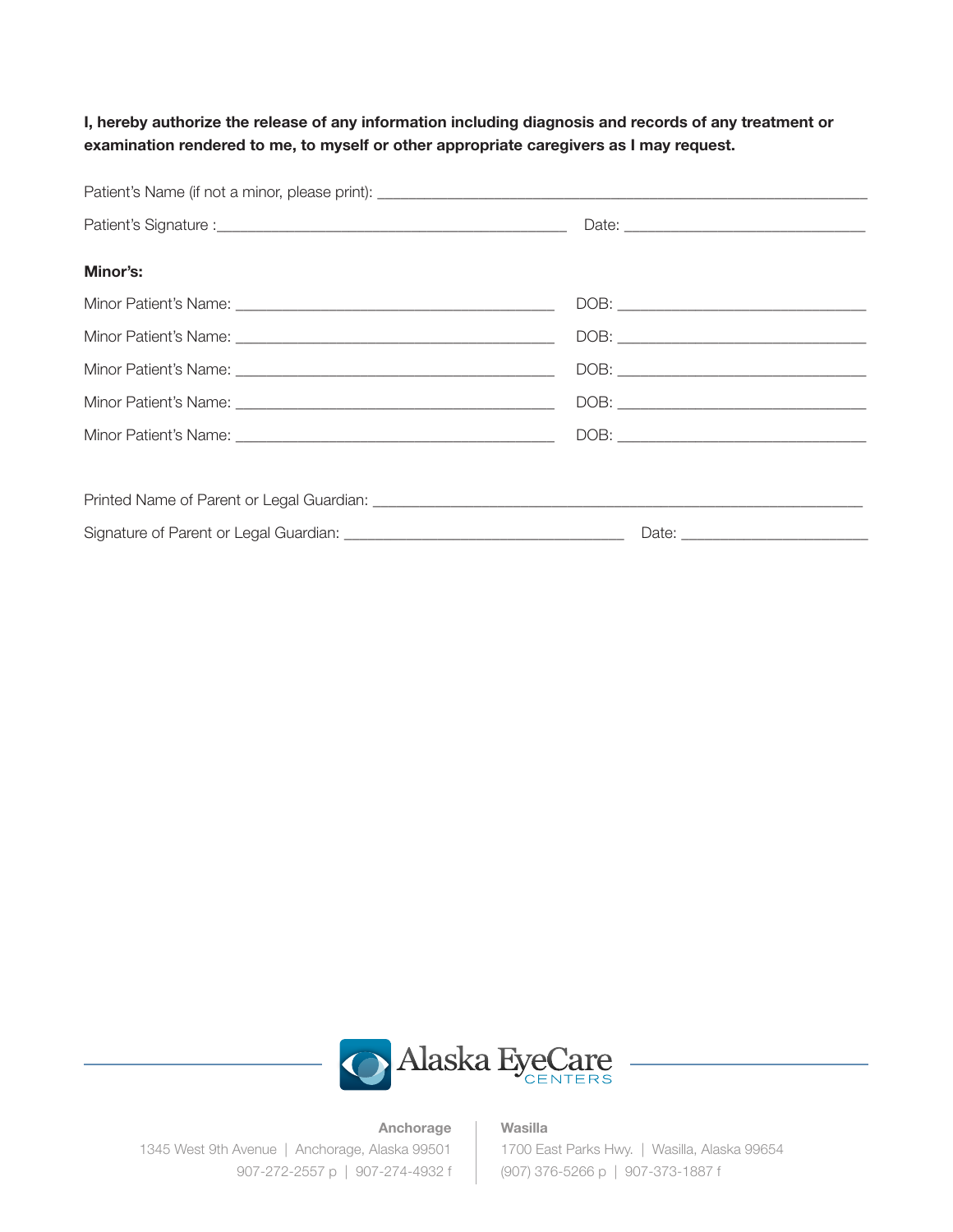**I, hereby authorize the release of any information including diagnosis and records of any treatment or examination rendered to me, to myself or other appropriate caregivers as I may request.**

Patient's Name (if not a minor, please print): ______________________________________________

Patient's Signature :__________________________________ Date: ________________________

**Minor's:**

Minor Patient's Name: ________________________________ DOB: ________________________

Minor Patient's Name: ________________________________ DOB: ________________________

Minor Patient's Name: ________________________________ DOB: ________________________

Minor Patient's Name: ________________________________ DOB: ________________________

Minor Patient's Name: ________________________________ DOB: ________________________

Printed Name of Parent or Legal Guardian: ______________________________________________

Signature of Parent or Legal Guardian: ____________________________ Date: __________________

Alaska EyeCare CENTERS

**Anchorage**
1345 West 9th Avenue | Anchorage, Alaska 99501
907-272-2557 p | 907-274-4932 f

**Wasilla**
1700 East Parks Hwy. | Wasilla, Alaska 99654
(907) 376-5266 p | 907-373-1887 f